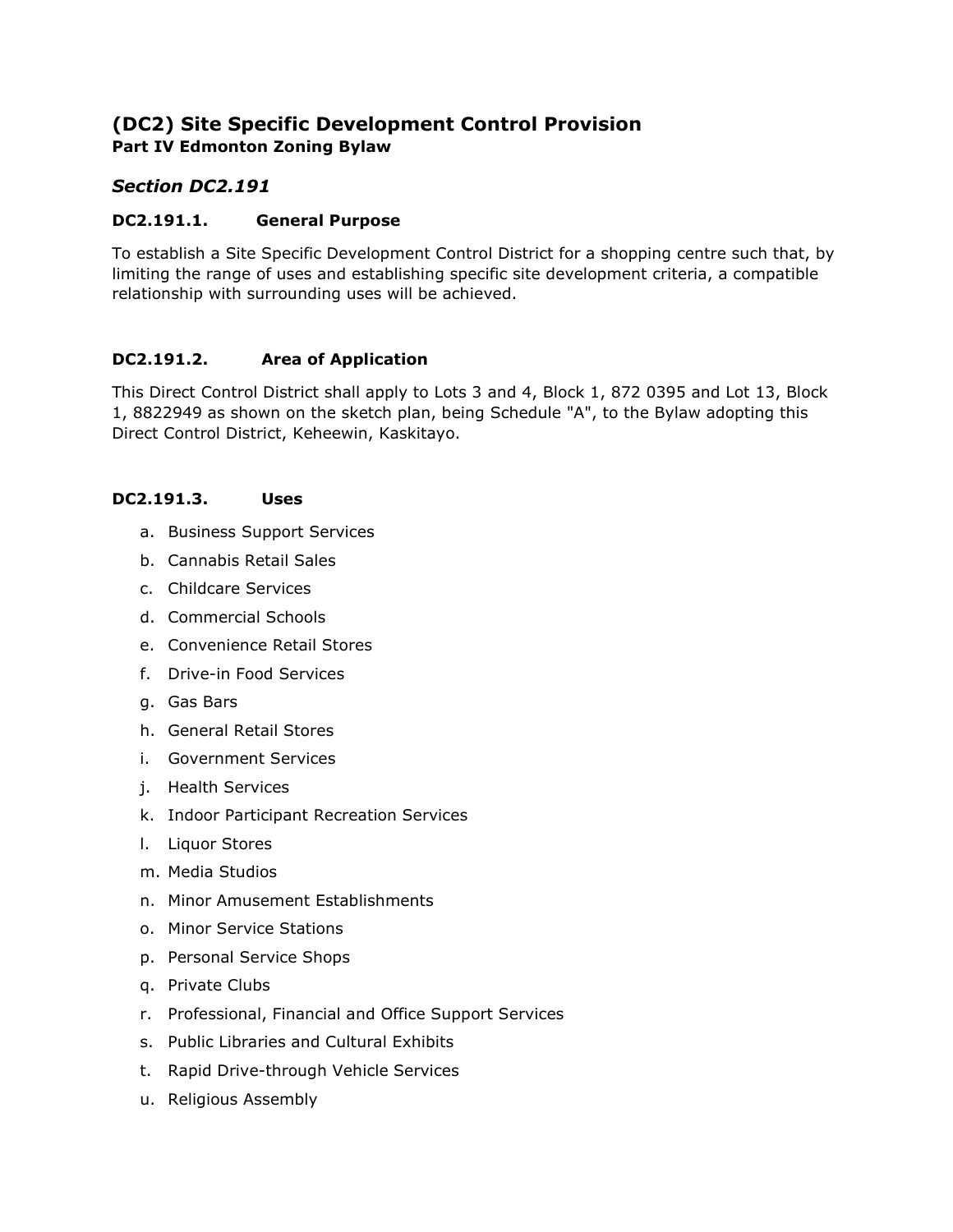## (DC2) Site Specific Development Control Provision

**Part IV Edmonton Zoning Bylaw**

### *Section DC2.191*

#### DC2.191.1. General Purpose

To establish a Site Specific Development Control District for a shopping centre such that, by limiting the range of uses and establishing specific site development criteria, a compatible relationship with surrounding uses will be achieved.

#### DC2.191.2. Area of Application

This Direct Control District shall apply to Lots 3 and 4, Block 1, 872 0395 and Lot 13, Block 1, 8822949 as shown on the sketch plan, being Schedule "A", to the Bylaw adopting this Direct Control District, Keheewin, Kaskitayo.

#### DC2.191.3. Uses

a. Business Support Services
b. Cannabis Retail Sales
c. Childcare Services
d. Commercial Schools
e. Convenience Retail Stores
f. Drive-in Food Services
g. Gas Bars
h. General Retail Stores
i. Government Services
j. Health Services
k. Indoor Participant Recreation Services
l. Liquor Stores
m. Media Studios
n. Minor Amusement Establishments
o. Minor Service Stations
p. Personal Service Shops
q. Private Clubs
r. Professional, Financial and Office Support Services
s. Public Libraries and Cultural Exhibits
t. Rapid Drive-through Vehicle Services
u. Religious Assembly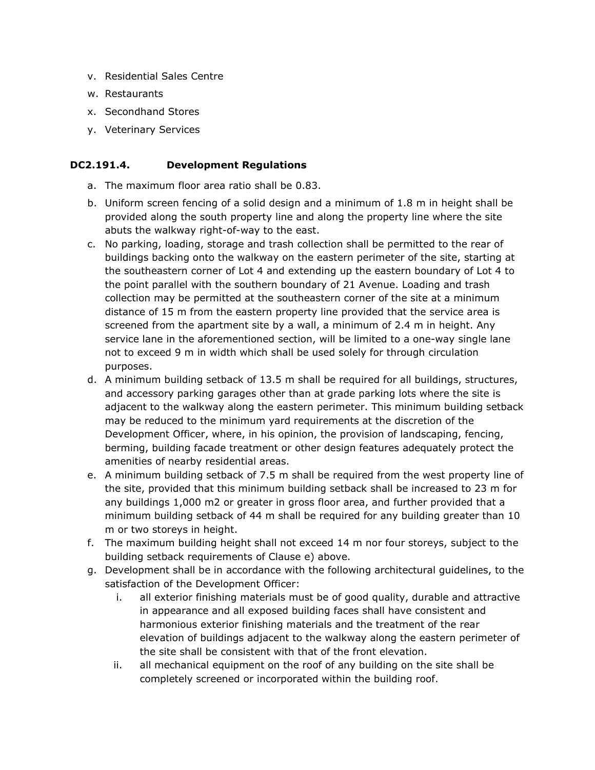v. Residential Sales Centre
w. Restaurants
x. Secondhand Stores
y. Veterinary Services

### DC2.191.4. Development Regulations

a. The maximum floor area ratio shall be 0.83.
b. Uniform screen fencing of a solid design and a minimum of 1.8 m in height shall be provided along the south property line and along the property line where the site abuts the walkway right-of-way to the east.
c. No parking, loading, storage and trash collection shall be permitted to the rear of buildings backing onto the walkway on the eastern perimeter of the site, starting at the southeastern corner of Lot 4 and extending up the eastern boundary of Lot 4 to the point parallel with the southern boundary of 21 Avenue. Loading and trash collection may be permitted at the southeastern corner of the site at a minimum distance of 15 m from the eastern property line provided that the service area is screened from the apartment site by a wall, a minimum of 2.4 m in height. Any service lane in the aforementioned section, will be limited to a one-way single lane not to exceed 9 m in width which shall be used solely for through circulation purposes.
d. A minimum building setback of 13.5 m shall be required for all buildings, structures, and accessory parking garages other than at grade parking lots where the site is adjacent to the walkway along the eastern perimeter. This minimum building setback may be reduced to the minimum yard requirements at the discretion of the Development Officer, where, in his opinion, the provision of landscaping, fencing, berming, building facade treatment or other design features adequately protect the amenities of nearby residential areas.
e. A minimum building setback of 7.5 m shall be required from the west property line of the site, provided that this minimum building setback shall be increased to 23 m for any buildings 1,000 m2 or greater in gross floor area, and further provided that a minimum building setback of 44 m shall be required for any building greater than 10 m or two storeys in height.
f. The maximum building height shall not exceed 14 m nor four storeys, subject to the building setback requirements of Clause e) above.
g. Development shall be in accordance with the following architectural guidelines, to the satisfaction of the Development Officer:
    i. all exterior finishing materials must be of good quality, durable and attractive in appearance and all exposed building faces shall have consistent and harmonious exterior finishing materials and the treatment of the rear elevation of buildings adjacent to the walkway along the eastern perimeter of the site shall be consistent with that of the front elevation.
    ii. all mechanical equipment on the roof of any building on the site shall be completely screened or incorporated within the building roof.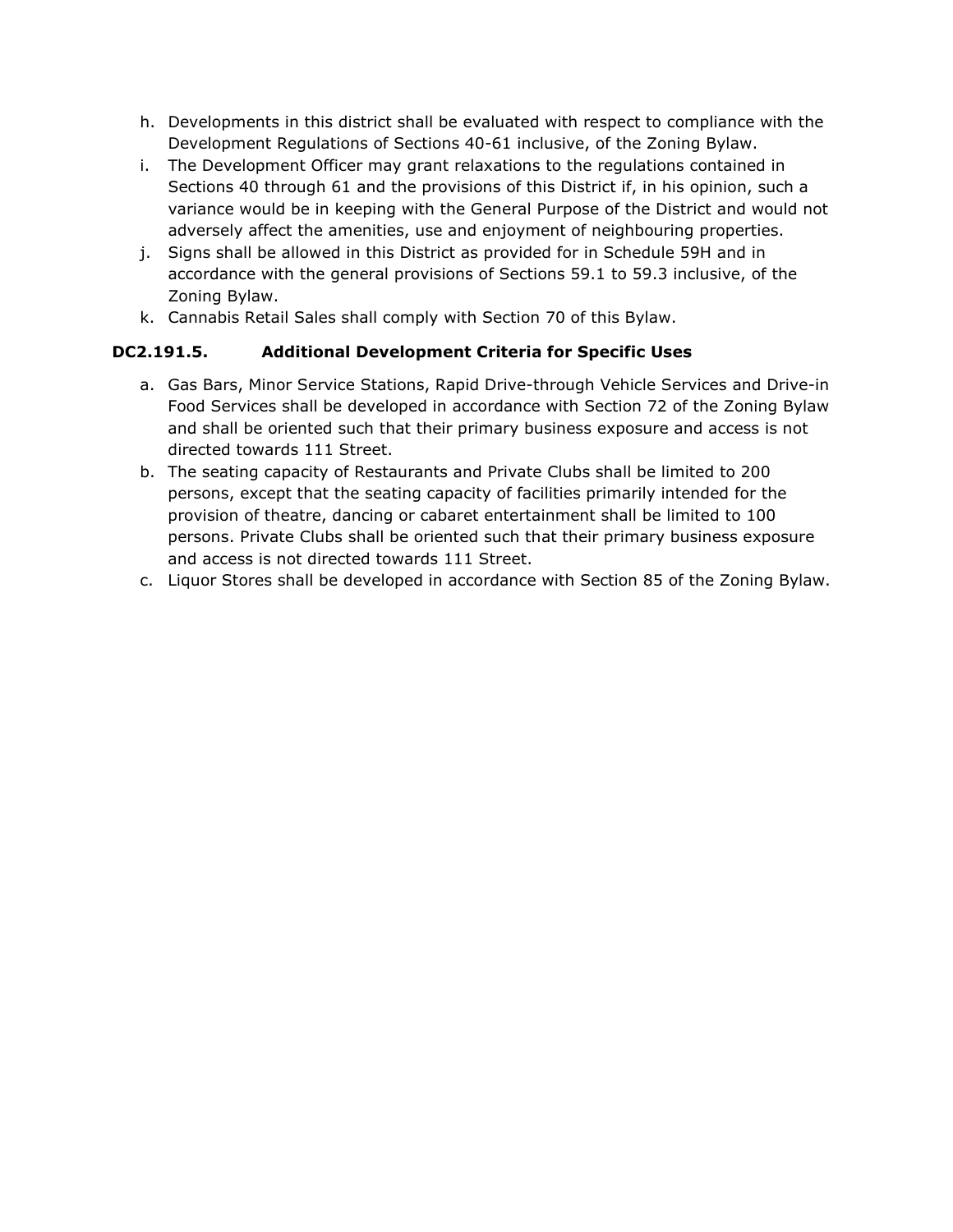h. Developments in this district shall be evaluated with respect to compliance with the Development Regulations of Sections 40-61 inclusive, of the Zoning Bylaw.
i. The Development Officer may grant relaxations to the regulations contained in Sections 40 through 61 and the provisions of this District if, in his opinion, such a variance would be in keeping with the General Purpose of the District and would not adversely affect the amenities, use and enjoyment of neighbouring properties.
j. Signs shall be allowed in this District as provided for in Schedule 59H and in accordance with the general provisions of Sections 59.1 to 59.3 inclusive, of the Zoning Bylaw.
k. Cannabis Retail Sales shall comply with Section 70 of this Bylaw.

### DC2.191.5. Additional Development Criteria for Specific Uses

a. Gas Bars, Minor Service Stations, Rapid Drive-through Vehicle Services and Drive-in Food Services shall be developed in accordance with Section 72 of the Zoning Bylaw and shall be oriented such that their primary business exposure and access is not directed towards 111 Street.
b. The seating capacity of Restaurants and Private Clubs shall be limited to 200 persons, except that the seating capacity of facilities primarily intended for the provision of theatre, dancing or cabaret entertainment shall be limited to 100 persons. Private Clubs shall be oriented such that their primary business exposure and access is not directed towards 111 Street.
c. Liquor Stores shall be developed in accordance with Section 85 of the Zoning Bylaw.